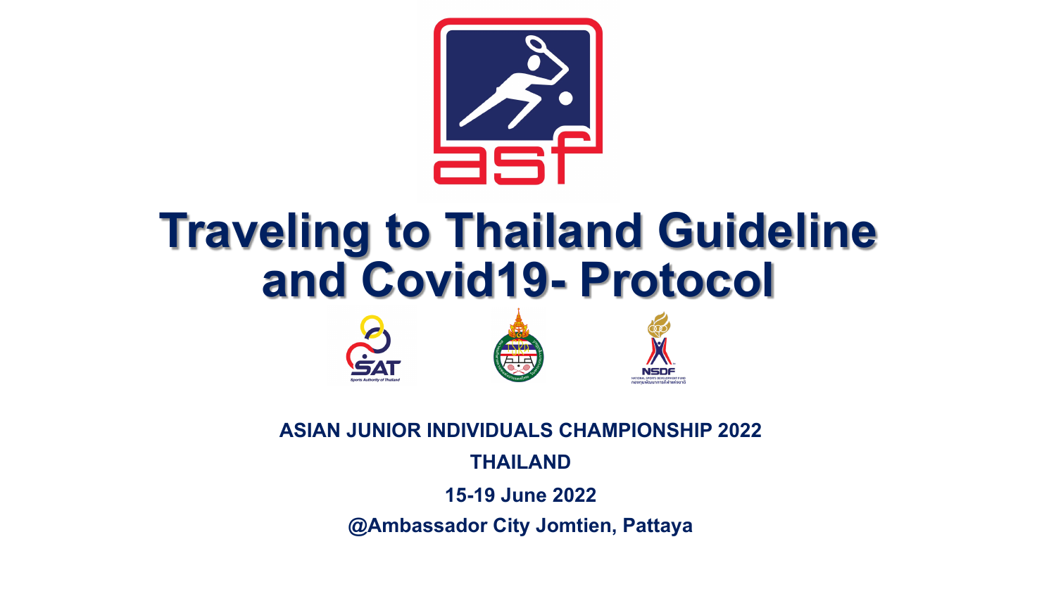# Traveling to Thailand Guideline and Covid19- Protocol

**ASIAN JUNIOR INDIVIDUALS CHAMPIONSHIP 2022**

**THAILAND**

**15-19 June 2022**

**@Ambassador City Jomtien, Pattaya**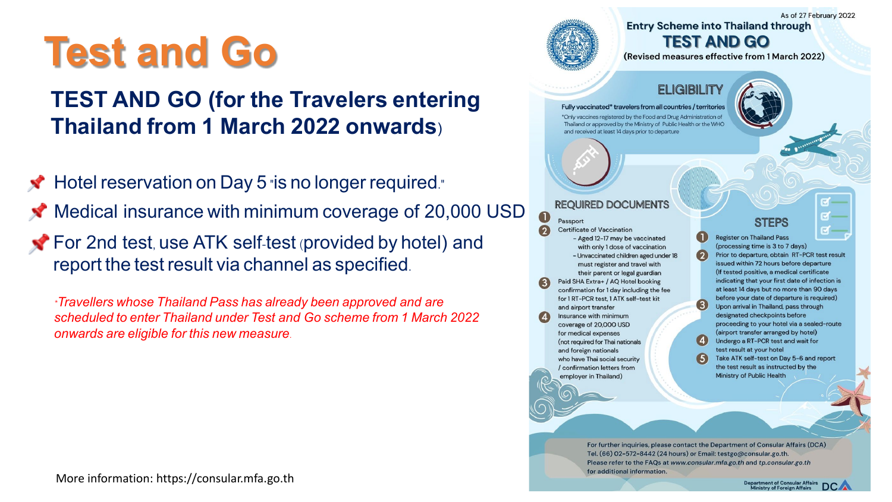# Test and Go

## TEST AND GO (for the Travelers entering Thailand from 1 March 2022 onwards)

- 📌 Hotel reservation on Day 5 "is no longer required."
- 📌 Medical insurance with minimum coverage of 20,000 USD
- 📌 For 2nd test, use ATK self-test (provided by hotel) and report the test result via channel as specified.

*\*Travellers whose Thailand Pass has already been approved and are scheduled to enter Thailand under Test and Go scheme from 1 March 2022 onwards are eligible for this new measure.*

More information: https://consular.mfa.go.th

As of 27 February 2022

## Entry Scheme into Thailand through TEST AND GO

(Revised measures effective from 1 March 2022)

### ELIGIBILITY

Fully vaccinated* travelers from all countries / territories

*Only vaccines registered by the Food and Drug Administration of Thailand or approved by the Ministry of Public Health or the WHO and received at least 14 days prior to departure

### REQUIRED DOCUMENTS

1. Passport
2. Certificate of Vaccination
   - Aged 12-17 may be vaccinated with only 1 dose of vaccination
   - Unvaccinated children aged under 18 must register and travel with their parent or legal guardian
3. Paid SHA Extra+ / AQ Hotel booking confirmation for 1 day including the fee for 1 RT-PCR test, 1 ATK self-test kit and airport transfer
4. Insurance with minimum coverage of 20,000 USD for medical expenses (not required for Thai nationals and foreign nationals who have Thai social security / confirmation letters from employer in Thailand)

### STEPS

1. Register on Thailand Pass (processing time is 3 to 7 days)
2. Prior to departure, obtain RT-PCR test result issued within 72 hours before departure (If tested positive, a medical certificate indicating that your first date of infection is at least 14 days but no more than 90 days before your date of departure is required)
3. Upon arrival in Thailand, pass through designated checkpoints before proceeding to your hotel via a sealed-route (airport transfer arranged by hotel)
4. Undergo a RT-PCR test and wait for test result at your hotel
5. Take ATK self-test on Day 5-6 and report the test result as instructed by the Ministry of Public Health

For further inquiries, please contact the Department of Consular Affairs (DCA) Tel. (66) 02-572-8442 (24 hours) or Email: testgo@consular.go.th.
Please refer to the FAQs at *www.consular.mfa.go.th* and *tp.consular.go.th* for additional information.

Department of Consular Affairs
Ministry of Foreign Affairs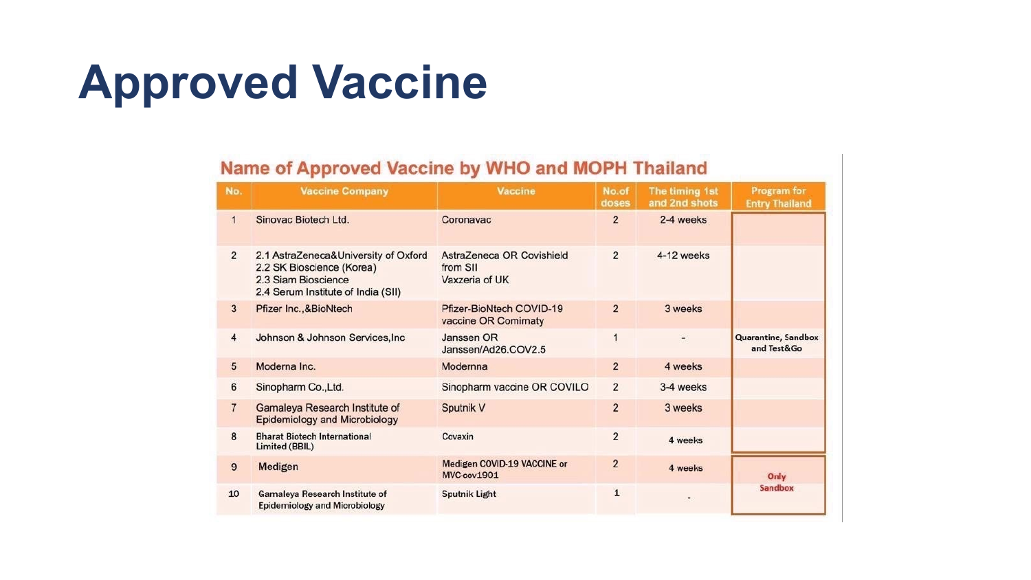# Approved Vaccine

## Name of Approved Vaccine by WHO and MOPH Thailand

| No. | Vaccine Company | Vaccine | No.of doses | The timing 1st and 2nd shots | Program for Entry Thailand |
|---|---|---|---|---|---|
| 1 | Sinovac Biotech Ltd. | Coronavac | 2 | 2-4 weeks | Quarantine, Sandbox and Test&Go |
| 2 | 2.1 AstraZeneca&University of Oxford<br>2.2 SK Bioscience (Korea)<br>2.3 Siam Bioscience<br>2.4 Serum Institute of India (SII) | AstraZeneca OR Covishield from SII<br>Vaxzeria of UK | 2 | 4-12 weeks | Quarantine, Sandbox and Test&Go |
| 3 | Pfizer Inc.,&BioNtech | Pfizer-BioNtech COVID-19 vaccine OR Comirnaty | 2 | 3 weeks | Quarantine, Sandbox and Test&Go |
| 4 | Johnson & Johnson Services,Inc | Janssen OR Janssen/Ad26.COV2.5 | 1 | - | Quarantine, Sandbox and Test&Go |
| 5 | Moderna Inc. | Moderna | 2 | 4 weeks | Quarantine, Sandbox and Test&Go |
| 6 | Sinopharm Co.,Ltd. | Sinopharm vaccine OR COVILO | 2 | 3-4 weeks | Quarantine, Sandbox and Test&Go |
| 7 | Gamaleya Research Institute of Epidemiology and Microbiology | Sputnik V | 2 | 3 weeks | Quarantine, Sandbox and Test&Go |
| 8 | Bharat Biotech International Limited (BBIL) | Covaxin | 2 | 4 weeks | Quarantine, Sandbox and Test&Go |
| 9 | Medigen | Medigen COVID-19 VACCINE or MVC-cov1901 | 2 | 4 weeks | Only Sandbox |
| 10 | Gamaleya Research Institute of Epidemiology and Microbiology | Sputnik Light | 1 | - | Only Sandbox |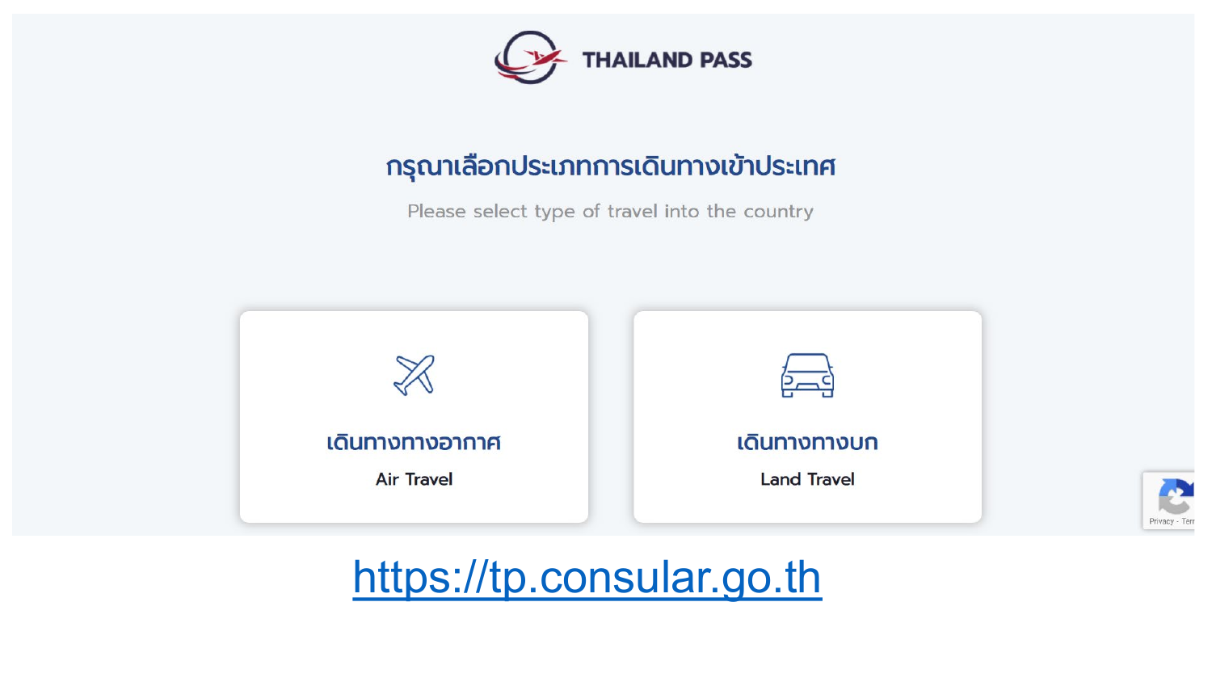# THAILAND PASS

## กรุณาเลือกประเภทการเดินทางเข้าประเทศ

Please select type of travel into the country

**เดินทางทางอากาศ**

**Air Travel**

**เดินทางทางบก**

**Land Travel**

https://tp.consular.go.th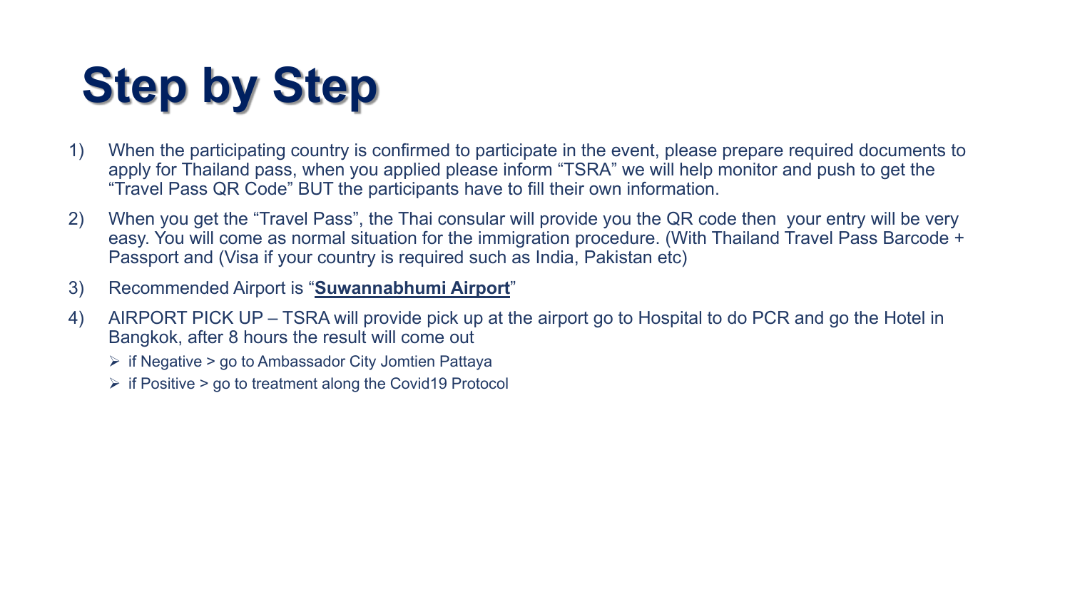# Step by Step

1) When the participating country is confirmed to participate in the event, please prepare required documents to apply for Thailand pass, when you applied please inform "TSRA" we will help monitor and push to get the "Travel Pass QR Code" BUT the participants have to fill their own information.

2) When you get the "Travel Pass", the Thai consular will provide you the QR code then your entry will be very easy. You will come as normal situation for the immigration procedure. (With Thailand Travel Pass Barcode + Passport and (Visa if your country is required such as India, Pakistan etc)

3) Recommended Airport is "**Suwannabhumi Airport**"

4) AIRPORT PICK UP – TSRA will provide pick up at the airport go to Hospital to do PCR and go the Hotel in Bangkok, after 8 hours the result will come out
   - if Negative > go to Ambassador City Jomtien Pattaya
   - if Positive > go to treatment along the Covid19 Protocol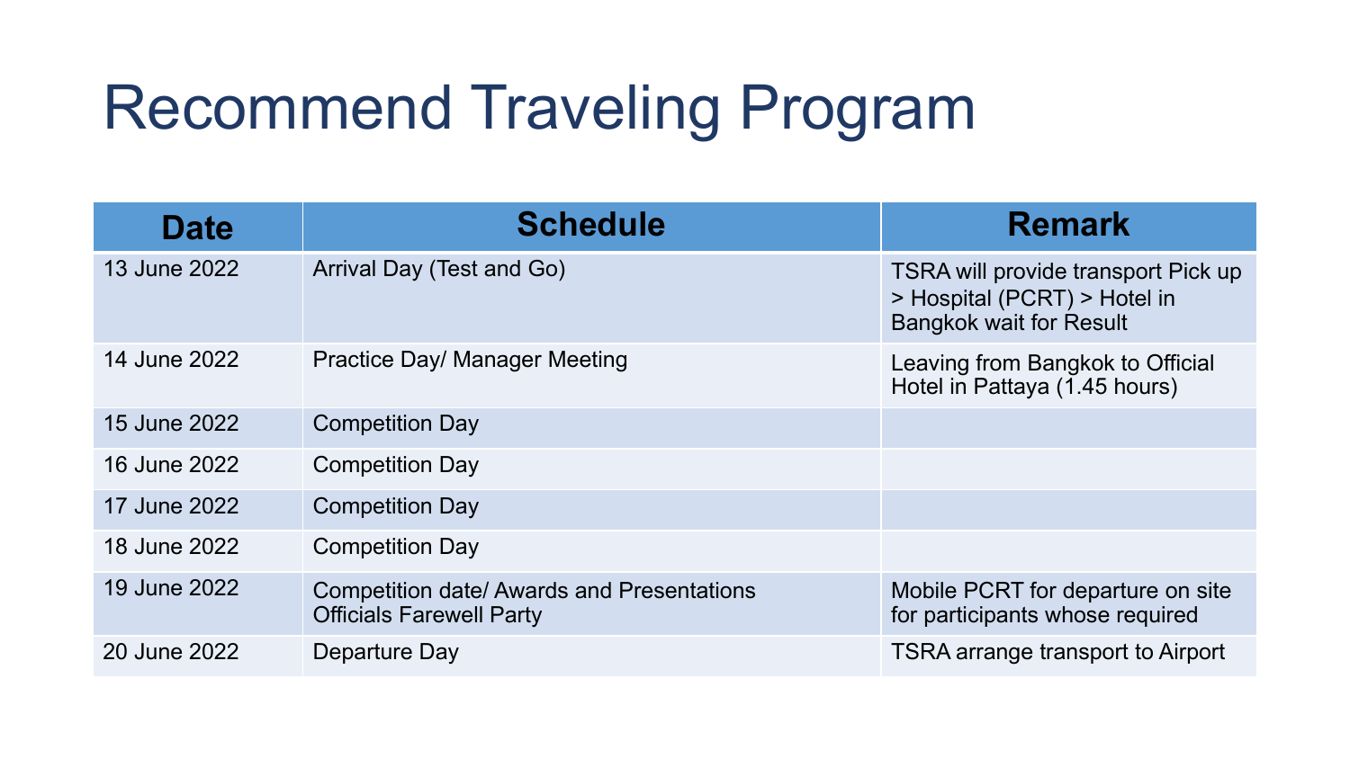# Recommend Traveling Program

| Date | Schedule | Remark |
|---|---|---|
| 13 June 2022 | Arrival Day (Test and Go) | TSRA will provide transport Pick up > Hospital (PCRT) > Hotel in Bangkok wait for Result |
| 14 June 2022 | Practice Day/ Manager Meeting | Leaving from Bangkok to Official Hotel in Pattaya (1.45 hours) |
| 15 June 2022 | Competition Day | |
| 16 June 2022 | Competition Day | |
| 17 June 2022 | Competition Day | |
| 18 June 2022 | Competition Day | |
| 19 June 2022 | Competition date/ Awards and Presentations Officials Farewell Party | Mobile PCRT for departure on site for participants whose required |
| 20 June 2022 | Departure Day | TSRA arrange transport to Airport |